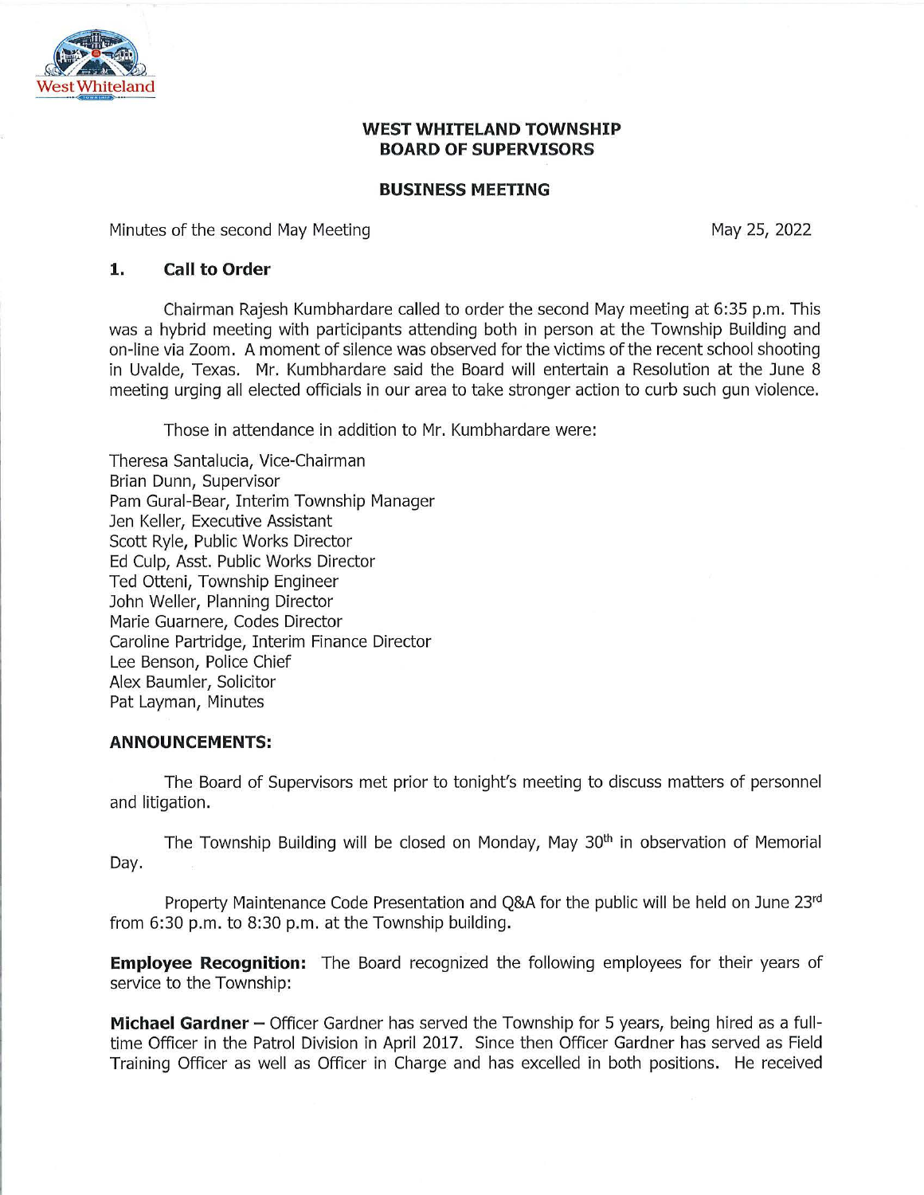# WEST WHITELAND TOWNSHIP
# BOARD OF SUPERVISORS

## BUSINESS MEETING

Minutes of the second May Meeting May 25, 2022

### 1. Call to Order

Chairman Rajesh Kumbhardare called to order the second May meeting at 6:35 p.m. This was a hybrid meeting with participants attending both in person at the Township Building and on-line via Zoom. A moment of silence was observed for the victims of the recent school shooting in Uvalde, Texas. Mr. Kumbhardare said the Board will entertain a Resolution at the June 8 meeting urging all elected officials in our area to take stronger action to curb such gun violence.

Those in attendance in addition to Mr. Kumbhardare were:

Theresa Santalucia, Vice-Chairman
Brian Dunn, Supervisor
Pam Gural-Bear, Interim Township Manager
Jen Keller, Executive Assistant
Scott Ryle, Public Works Director
Ed Culp, Asst. Public Works Director
Ted Otteni, Township Engineer
John Weller, Planning Director
Marie Guarnere, Codes Director
Caroline Partridge, Interim Finance Director
Lee Benson, Police Chief
Alex Baumler, Solicitor
Pat Layman, Minutes

### ANNOUNCEMENTS:

The Board of Supervisors met prior to tonight's meeting to discuss matters of personnel and litigation.

The Township Building will be closed on Monday, May 30th in observation of Memorial Day.

Property Maintenance Code Presentation and Q&A for the public will be held on June 23rd from 6:30 p.m. to 8:30 p.m. at the Township building.

**Employee Recognition:** The Board recognized the following employees for their years of service to the Township:

**Michael Gardner** – Officer Gardner has served the Township for 5 years, being hired as a full-time Officer in the Patrol Division in April 2017. Since then Officer Gardner has served as Field Training Officer as well as Officer in Charge and has excelled in both positions. He received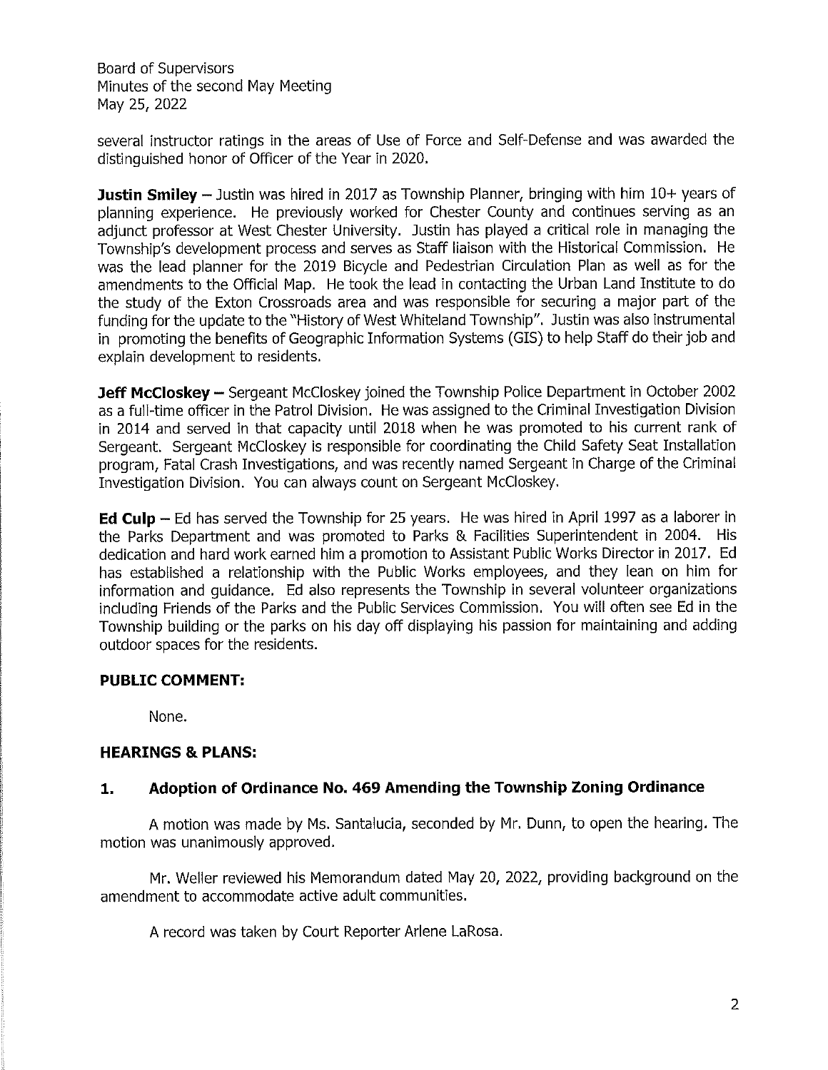several instructor ratings in the areas of Use of Force and Self-Defense and was awarded the distinguished honor of Officer of the Year in 2020.

**Justin Smiley** – Justin was hired in 2017 as Township Planner, bringing with him 10+ years of planning experience. He previously worked for Chester County and continues serving as an adjunct professor at West Chester University. Justin has played a critical role in managing the Township's development process and serves as Staff liaison with the Historical Commission. He was the lead planner for the 2019 Bicycle and Pedestrian Circulation Plan as well as for the amendments to the Official Map. He took the lead in contacting the Urban Land Institute to do the study of the Exton Crossroads area and was responsible for securing a major part of the funding for the update to the "History of West Whiteland Township". Justin was also instrumental in promoting the benefits of Geographic Information Systems (GIS) to help Staff do their job and explain development to residents.

**Jeff McCloskey** – Sergeant McCloskey joined the Township Police Department in October 2002 as a full-time officer in the Patrol Division. He was assigned to the Criminal Investigation Division in 2014 and served in that capacity until 2018 when he was promoted to his current rank of Sergeant. Sergeant McCloskey is responsible for coordinating the Child Safety Seat Installation program, Fatal Crash Investigations, and was recently named Sergeant in Charge of the Criminal Investigation Division. You can always count on Sergeant McCloskey.

**Ed Culp** – Ed has served the Township for 25 years. He was hired in April 1997 as a laborer in the Parks Department and was promoted to Parks & Facilities Superintendent in 2004. His dedication and hard work earned him a promotion to Assistant Public Works Director in 2017. Ed has established a relationship with the Public Works employees, and they lean on him for information and guidance. Ed also represents the Township in several volunteer organizations including Friends of the Parks and the Public Services Commission. You will often see Ed in the Township building or the parks on his day off displaying his passion for maintaining and adding outdoor spaces for the residents.

## PUBLIC COMMENT:

None.

## HEARINGS & PLANS:

### 1. Adoption of Ordinance No. 469 Amending the Township Zoning Ordinance

A motion was made by Ms. Santalucia, seconded by Mr. Dunn, to open the hearing. The motion was unanimously approved.

Mr. Weller reviewed his Memorandum dated May 20, 2022, providing background on the amendment to accommodate active adult communities.

A record was taken by Court Reporter Arlene LaRosa.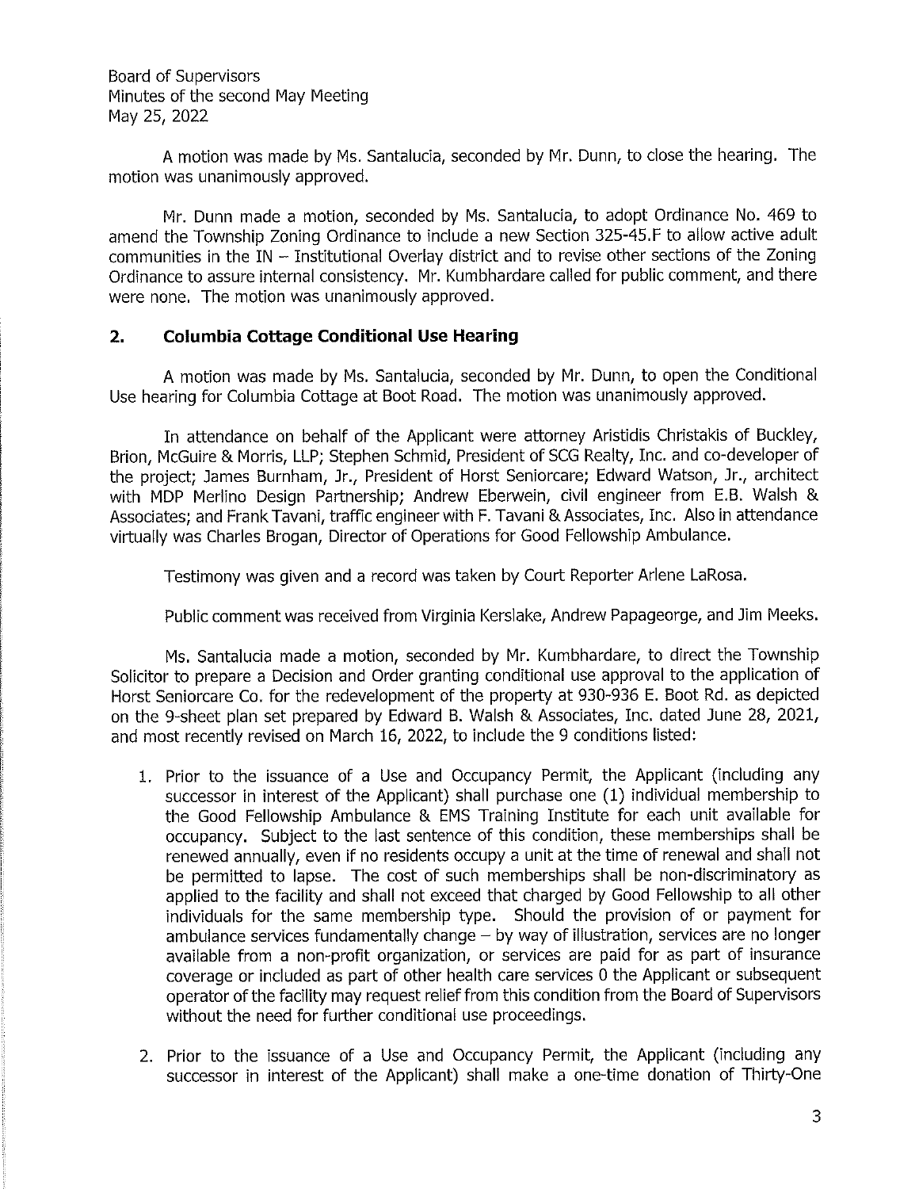A motion was made by Ms. Santalucia, seconded by Mr. Dunn, to close the hearing. The motion was unanimously approved.

Mr. Dunn made a motion, seconded by Ms. Santalucia, to adopt Ordinance No. 469 to amend the Township Zoning Ordinance to include a new Section 325-45.F to allow active adult communities in the IN – Institutional Overlay district and to revise other sections of the Zoning Ordinance to assure internal consistency. Mr. Kumbhardare called for public comment, and there were none. The motion was unanimously approved.

## 2. Columbia Cottage Conditional Use Hearing

A motion was made by Ms. Santalucia, seconded by Mr. Dunn, to open the Conditional Use hearing for Columbia Cottage at Boot Road. The motion was unanimously approved.

In attendance on behalf of the Applicant were attorney Aristidis Christakis of Buckley, Brion, McGuire & Morris, LLP; Stephen Schmid, President of SCG Realty, Inc. and co-developer of the project; James Burnham, Jr., President of Horst Seniorcare; Edward Watson, Jr., architect with MDP Merlino Design Partnership; Andrew Eberwein, civil engineer from E.B. Walsh & Associates; and Frank Tavani, traffic engineer with F. Tavani & Associates, Inc. Also in attendance virtually was Charles Brogan, Director of Operations for Good Fellowship Ambulance.

Testimony was given and a record was taken by Court Reporter Arlene LaRosa.

Public comment was received from Virginia Kerslake, Andrew Papageorge, and Jim Meeks.

Ms. Santalucia made a motion, seconded by Mr. Kumbhardare, to direct the Township Solicitor to prepare a Decision and Order granting conditional use approval to the application of Horst Seniorcare Co. for the redevelopment of the property at 930-936 E. Boot Rd. as depicted on the 9-sheet plan set prepared by Edward B. Walsh & Associates, Inc. dated June 28, 2021, and most recently revised on March 16, 2022, to include the 9 conditions listed:

1. Prior to the issuance of a Use and Occupancy Permit, the Applicant (including any successor in interest of the Applicant) shall purchase one (1) individual membership to the Good Fellowship Ambulance & EMS Training Institute for each unit available for occupancy. Subject to the last sentence of this condition, these memberships shall be renewed annually, even if no residents occupy a unit at the time of renewal and shall not be permitted to lapse. The cost of such memberships shall be non-discriminatory as applied to the facility and shall not exceed that charged by Good Fellowship to all other individuals for the same membership type. Should the provision of or payment for ambulance services fundamentally change – by way of illustration, services are no longer available from a non-profit organization, or services are paid for as part of insurance coverage or included as part of other health care services 0 the Applicant or subsequent operator of the facility may request relief from this condition from the Board of Supervisors without the need for further conditional use proceedings.

2. Prior to the issuance of a Use and Occupancy Permit, the Applicant (including any successor in interest of the Applicant) shall make a one-time donation of Thirty-One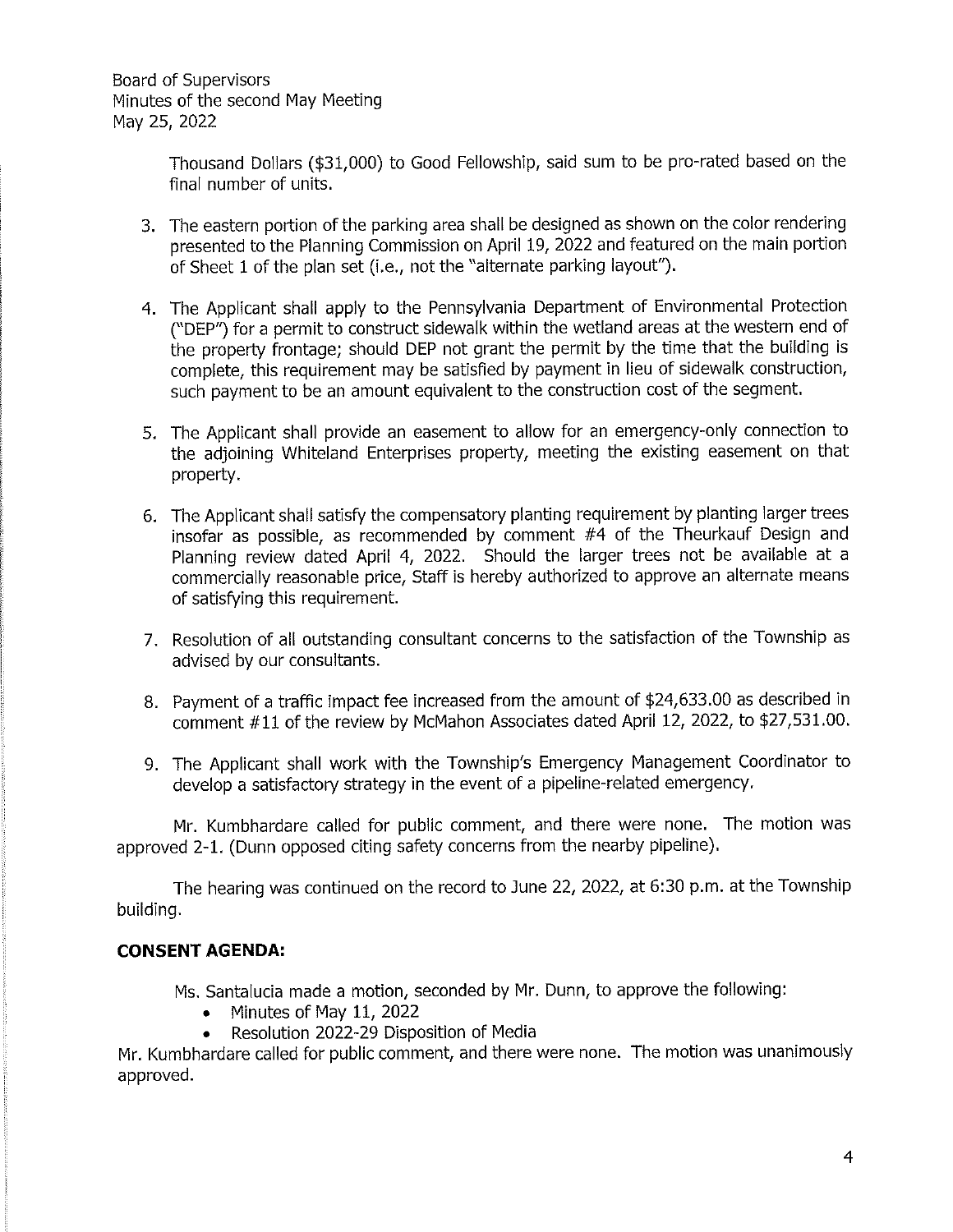Thousand Dollars ($31,000) to Good Fellowship, said sum to be pro-rated based on the final number of units.

3. The eastern portion of the parking area shall be designed as shown on the color rendering presented to the Planning Commission on April 19, 2022 and featured on the main portion of Sheet 1 of the plan set (i.e., not the "alternate parking layout").

4. The Applicant shall apply to the Pennsylvania Department of Environmental Protection ("DEP") for a permit to construct sidewalk within the wetland areas at the western end of the property frontage; should DEP not grant the permit by the time that the building is complete, this requirement may be satisfied by payment in lieu of sidewalk construction, such payment to be an amount equivalent to the construction cost of the segment.

5. The Applicant shall provide an easement to allow for an emergency-only connection to the adjoining Whiteland Enterprises property, meeting the existing easement on that property.

6. The Applicant shall satisfy the compensatory planting requirement by planting larger trees insofar as possible, as recommended by comment #4 of the Theurkauf Design and Planning review dated April 4, 2022. Should the larger trees not be available at a commercially reasonable price, Staff is hereby authorized to approve an alternate means of satisfying this requirement.

7. Resolution of all outstanding consultant concerns to the satisfaction of the Township as advised by our consultants.

8. Payment of a traffic impact fee increased from the amount of $24,633.00 as described in comment #11 of the review by McMahon Associates dated April 12, 2022, to $27,531.00.

9. The Applicant shall work with the Township's Emergency Management Coordinator to develop a satisfactory strategy in the event of a pipeline-related emergency.

Mr. Kumbhardare called for public comment, and there were none. The motion was approved 2-1. (Dunn opposed citing safety concerns from the nearby pipeline).

The hearing was continued on the record to June 22, 2022, at 6:30 p.m. at the Township building.

## CONSENT AGENDA:

Ms. Santalucia made a motion, seconded by Mr. Dunn, to approve the following:

- Minutes of May 11, 2022
- Resolution 2022-29 Disposition of Media

Mr. Kumbhardare called for public comment, and there were none. The motion was unanimously approved.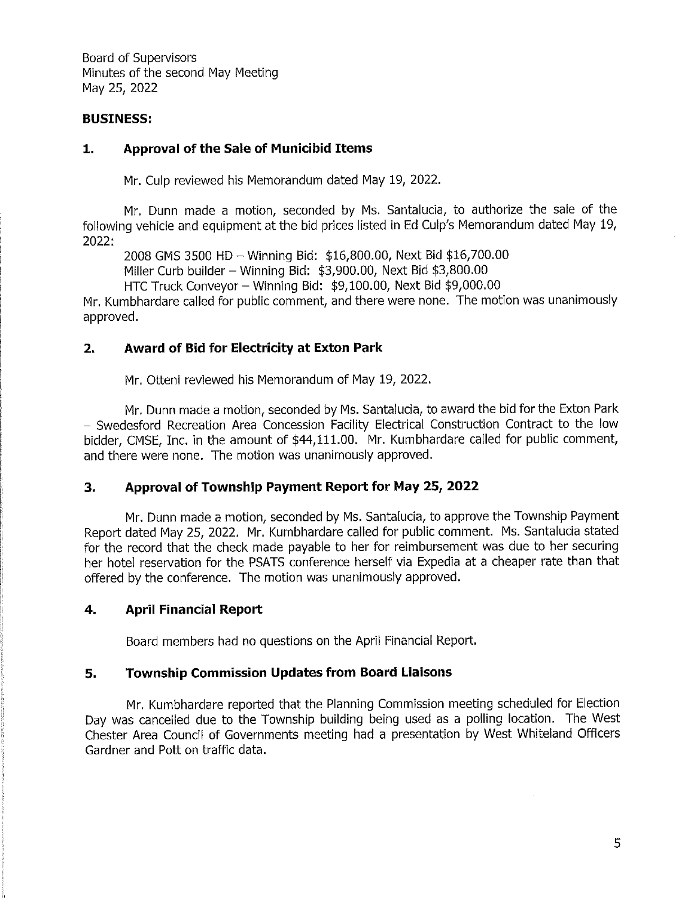Board of Supervisors
Minutes of the second May Meeting
May 25, 2022

**BUSINESS:**

## 1. Approval of the Sale of Municibid Items

Mr. Culp reviewed his Memorandum dated May 19, 2022.

Mr. Dunn made a motion, seconded by Ms. Santalucia, to authorize the sale of the following vehicle and equipment at the bid prices listed in Ed Culp's Memorandum dated May 19, 2022:

2008 GMS 3500 HD – Winning Bid: $16,800.00, Next Bid $16,700.00
Miller Curb builder – Winning Bid: $3,900.00, Next Bid $3,800.00
HTC Truck Conveyor – Winning Bid: $9,100.00, Next Bid $9,000.00

Mr. Kumbhardare called for public comment, and there were none. The motion was unanimously approved.

## 2. Award of Bid for Electricity at Exton Park

Mr. Otteni reviewed his Memorandum of May 19, 2022.

Mr. Dunn made a motion, seconded by Ms. Santalucia, to award the bid for the Exton Park – Swedesford Recreation Area Concession Facility Electrical Construction Contract to the low bidder, CMSE, Inc. in the amount of $44,111.00. Mr. Kumbhardare called for public comment, and there were none. The motion was unanimously approved.

## 3. Approval of Township Payment Report for May 25, 2022

Mr. Dunn made a motion, seconded by Ms. Santalucia, to approve the Township Payment Report dated May 25, 2022. Mr. Kumbhardare called for public comment. Ms. Santalucia stated for the record that the check made payable to her for reimbursement was due to her securing her hotel reservation for the PSATS conference herself via Expedia at a cheaper rate than that offered by the conference. The motion was unanimously approved.

## 4. April Financial Report

Board members had no questions on the April Financial Report.

## 5. Township Commission Updates from Board Liaisons

Mr. Kumbhardare reported that the Planning Commission meeting scheduled for Election Day was cancelled due to the Township building being used as a polling location. The West Chester Area Council of Governments meeting had a presentation by West Whiteland Officers Gardner and Pott on traffic data.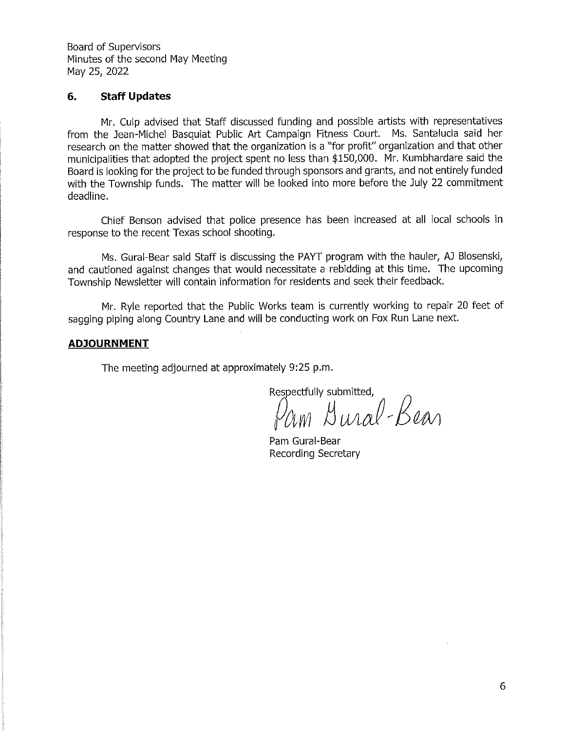Board of Supervisors
Minutes of the second May Meeting
May 25, 2022

## 6. Staff Updates

Mr. Culp advised that Staff discussed funding and possible artists with representatives from the Jean-Michel Basquiat Public Art Campaign Fitness Court. Ms. Santalucia said her research on the matter showed that the organization is a "for profit" organization and that other municipalities that adopted the project spent no less than $150,000. Mr. Kumbhardare said the Board is looking for the project to be funded through sponsors and grants, and not entirely funded with the Township funds. The matter will be looked into more before the July 22 commitment deadline.

Chief Benson advised that police presence has been increased at all local schools in response to the recent Texas school shooting.

Ms. Gural-Bear said Staff is discussing the PAYT program with the hauler, AJ Blosenski, and cautioned against changes that would necessitate a rebidding at this time. The upcoming Township Newsletter will contain information for residents and seek their feedback.

Mr. Ryle reported that the Public Works team is currently working to repair 20 feet of sagging piping along Country Lane and will be conducting work on Fox Run Lane next.

## ADJOURNMENT

The meeting adjourned at approximately 9:25 p.m.

Respectfully submitted,

Pam Gural-Bear

Pam Gural-Bear
Recording Secretary